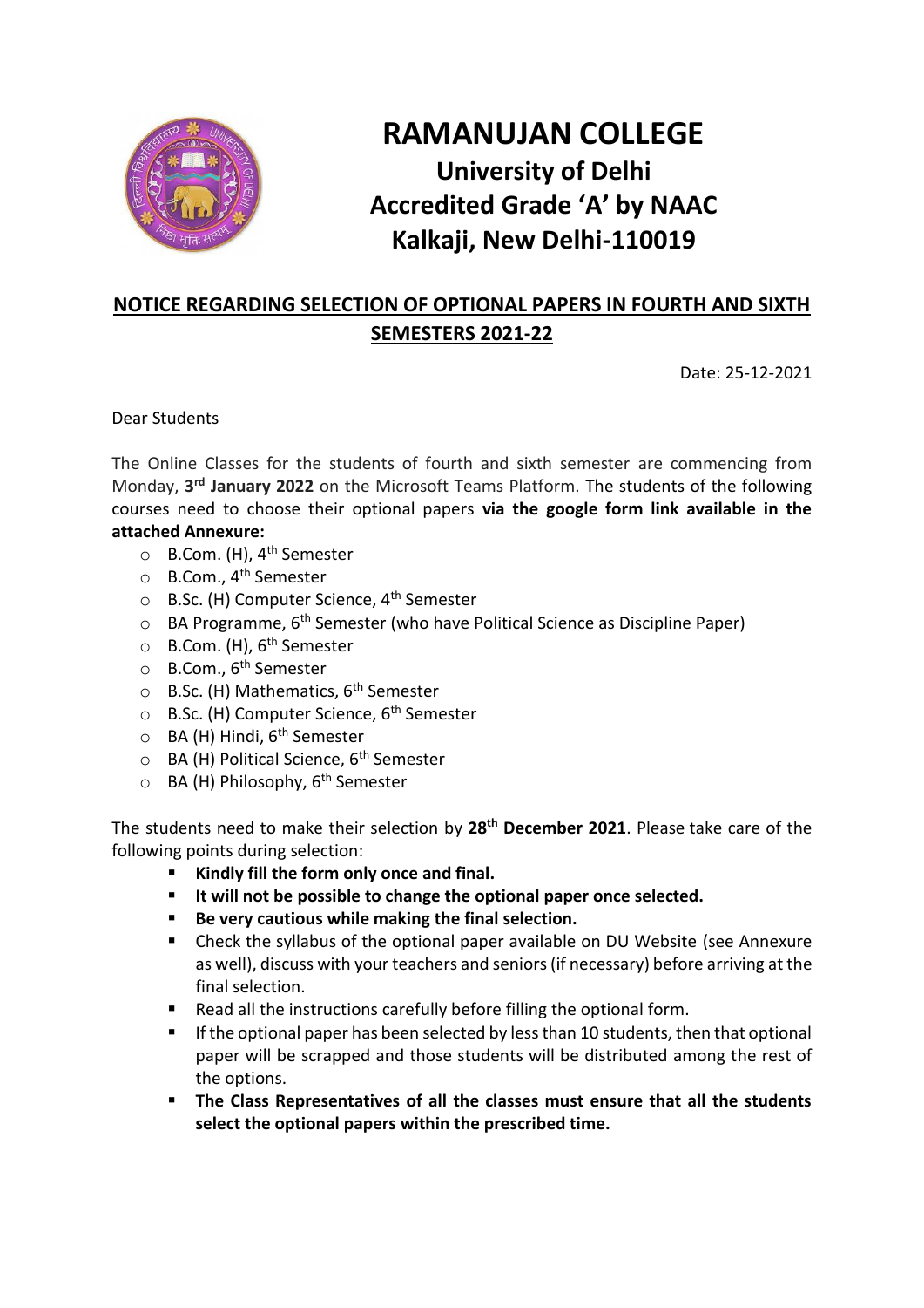# RAMANUJAN COLLEGE

## University of Delhi
## Accredited Grade 'A' by NAAC
## Kalkaji, New Delhi-110019

### NOTICE REGARDING SELECTION OF OPTIONAL PAPERS IN FOURTH AND SIXTH SEMESTERS 2021-22

Date: 25-12-2021

Dear Students

The Online Classes for the students of fourth and sixth semester are commencing from Monday, **3rd January 2022** on the Microsoft Teams Platform. The students of the following courses need to choose their optional papers **via the google form link available in the attached Annexure:**

- B.Com. (H), 4th Semester
- B.Com., 4th Semester
- B.Sc. (H) Computer Science, 4th Semester
- BA Programme, 6th Semester (who have Political Science as Discipline Paper)
- B.Com. (H), 6th Semester
- B.Com., 6th Semester
- B.Sc. (H) Mathematics, 6th Semester
- B.Sc. (H) Computer Science, 6th Semester
- BA (H) Hindi, 6th Semester
- BA (H) Political Science, 6th Semester
- BA (H) Philosophy, 6th Semester

The students need to make their selection by **28th December 2021**. Please take care of the following points during selection:

- **Kindly fill the form only once and final.**
- **It will not be possible to change the optional paper once selected.**
- **Be very cautious while making the final selection.**
- Check the syllabus of the optional paper available on DU Website (see Annexure as well), discuss with your teachers and seniors (if necessary) before arriving at the final selection.
- Read all the instructions carefully before filling the optional form.
- If the optional paper has been selected by less than 10 students, then that optional paper will be scrapped and those students will be distributed among the rest of the options.
- **The Class Representatives of all the classes must ensure that all the students select the optional papers within the prescribed time.**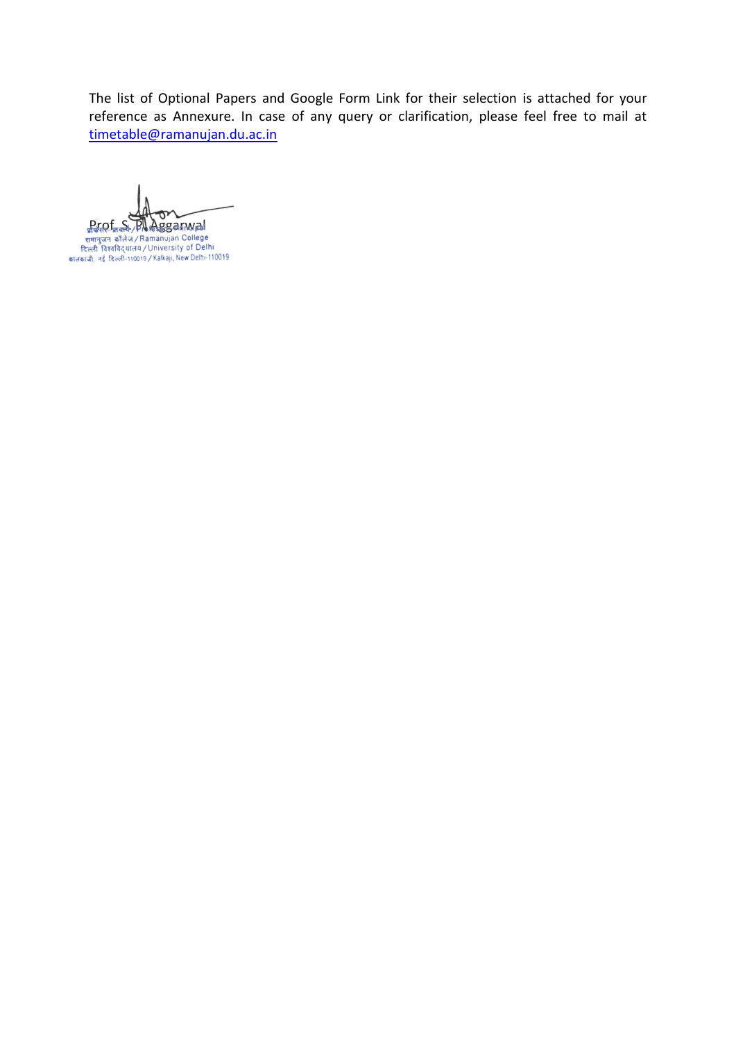The list of Optional Papers and Google Form Link for their selection is attached for your reference as Annexure. In case of any query or clarification, please feel free to mail at timetable@ramanujan.du.ac.in

Prof. S. P. Aggarwal

प्रोफेसर-प्राचार्य / Professor-Principal
रामानुजन कॉलेज / Ramanujan College
दिल्ली विश्वविद्यालय / University of Delhi
कालकाजी, नई दिल्ली-110019 / Kalkaji, New Delhi-110019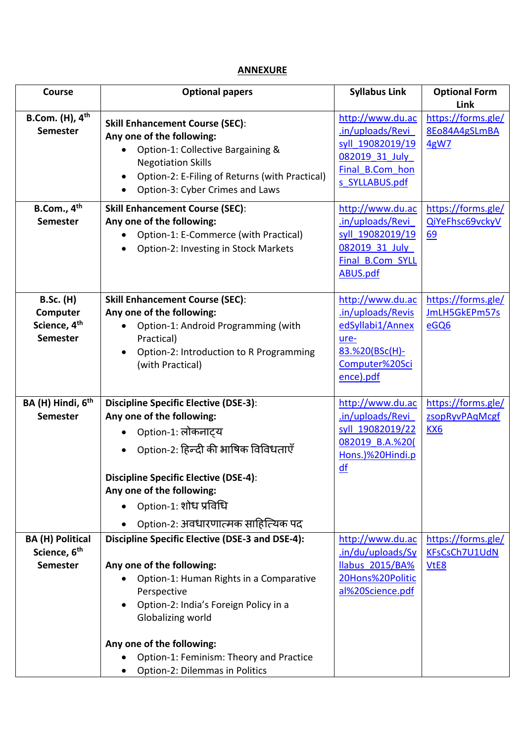## ANNEXURE

| Course | Optional papers | Syllabus Link | Optional Form Link |
|---|---|---|---|
| **B.Com. (H), 4th Semester** | **Skill Enhancement Course (SEC):**<br>**Any one of the following:**<br>• Option-1: Collective Bargaining & Negotiation Skills<br>• Option-2: E-Filing of Returns (with Practical)<br>• Option-3: Cyber Crimes and Laws | http://www.du.ac.in/uploads/Revi_syll_19082019/19082019_31_July_Final_B.Com_hons_SYLLABUS.pdf | https://forms.gle/8Eo84A4gSLmBA4gW7 |
| **B.Com., 4th Semester** | **Skill Enhancement Course (SEC):**<br>**Any one of the following:**<br>• Option-1: E-Commerce (with Practical)<br>• Option-2: Investing in Stock Markets | http://www.du.ac.in/uploads/Revi_syll_19082019/19082019_31_July_Final_B.Com_SYLLABUS.pdf | https://forms.gle/QiYeFhsc69vckyV69 |
| **B.Sc. (H) Computer Science, 4th Semester** | **Skill Enhancement Course (SEC):**<br>**Any one of the following:**<br>• Option-1: Android Programming (with Practical)<br>• Option-2: Introduction to R Programming (with Practical) | http://www.du.ac.in/uploads/RevisedSyllabi1/Annexure-83.%20(BSc(H)-Computer%20Science).pdf | https://forms.gle/JmLH5GkEPm57seGQ6 |
| **BA (H) Hindi, 6th Semester** | **Discipline Specific Elective (DSE-3):**<br>**Any one of the following:**<br>• Option-1: लोकनाट्य<br>• Option-2: हिन्दी की भाषिक विविधताएँ<br><br>**Discipline Specific Elective (DSE-4):**<br>**Any one of the following:**<br>• Option-1: शोध प्रविधि<br>• Option-2: अवधारणात्मक साहित्यिक पद | http://www.du.ac.in/uploads/Revi_syll_19082019/22082019_B.A.%20(Hons.)%20Hindi.pdf | https://forms.gle/zsopRyvPAqMcgfKX6 |
| **BA (H) Political Science, 6th Semester** | **Discipline Specific Elective (DSE-3 and DSE-4):**<br><br>**Any one of the following:**<br>• Option-1: Human Rights in a Comparative Perspective<br>• Option-2: India's Foreign Policy in a Globalizing world<br><br>**Any one of the following:**<br>• Option-1: Feminism: Theory and Practice<br>• Option-2: Dilemmas in Politics | http://www.du.ac.in/du/uploads/Syllabus_2015/BA%20Hons%20Political%20Science.pdf | https://forms.gle/KFsCsCh7U1UdNVtE8 |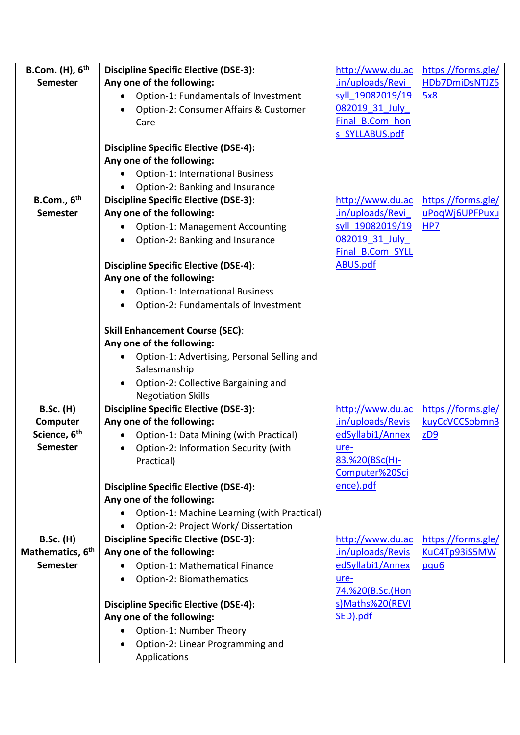| B.Com. (H), 6th Semester | **Discipline Specific Elective (DSE-3):**<br>**Any one of the following:**<br>• Option-1: Fundamentals of Investment<br>• Option-2: Consumer Affairs & Customer Care<br><br>**Discipline Specific Elective (DSE-4):**<br>**Any one of the following:**<br>• Option-1: International Business<br>• Option-2: Banking and Insurance | http://www.du.ac.in/uploads/Revi_syll_19082019/19082019_31_July_Final_B.Com_hons_SYLLABUS.pdf | https://forms.gle/HDb7DmiDsNTJZ55x8 |
|---|---|---|---|
| **B.Com., 6th Semester** | **Discipline Specific Elective (DSE-3):**<br>**Any one of the following:**<br>• Option-1: Management Accounting<br>• Option-2: Banking and Insurance<br><br>**Discipline Specific Elective (DSE-4):**<br>**Any one of the following:**<br>• Option-1: International Business<br>• Option-2: Fundamentals of Investment<br><br>**Skill Enhancement Course (SEC):**<br>**Any one of the following:**<br>• Option-1: Advertising, Personal Selling and Salesmanship<br>• Option-2: Collective Bargaining and Negotiation Skills | http://www.du.ac.in/uploads/Revi_syll_19082019/19082019_31_July_Final_B.Com_SYLLABUS.pdf | https://forms.gle/uPoqWj6UPFPuxuHP7 |
| **B.Sc. (H) Computer Science, 6th Semester** | **Discipline Specific Elective (DSE-3):**<br>**Any one of the following:**<br>• Option-1: Data Mining (with Practical)<br>• Option-2: Information Security (with Practical)<br><br>**Discipline Specific Elective (DSE-4):**<br>**Any one of the following:**<br>• Option-1: Machine Learning (with Practical)<br>• Option-2: Project Work/ Dissertation | http://www.du.ac.in/uploads/RevisedSyllabi1/Annexure-83.%20(BSc(H)-Computer%20Science).pdf | https://forms.gle/kuyCcVCCSobmn3zD9 |
| **B.Sc. (H) Mathematics, 6th Semester** | **Discipline Specific Elective (DSE-3):**<br>**Any one of the following:**<br>• Option-1: Mathematical Finance<br>• Option-2: Biomathematics<br><br>**Discipline Specific Elective (DSE-4):**<br>**Any one of the following:**<br>• Option-1: Number Theory<br>• Option-2: Linear Programming and Applications | http://www.du.ac.in/uploads/RevisedSyllabi1/Annexure-74.%20(B.Sc.(Hons)Maths%20(REVISED).pdf | https://forms.gle/KuC4Tp93iS5MWpqu6 |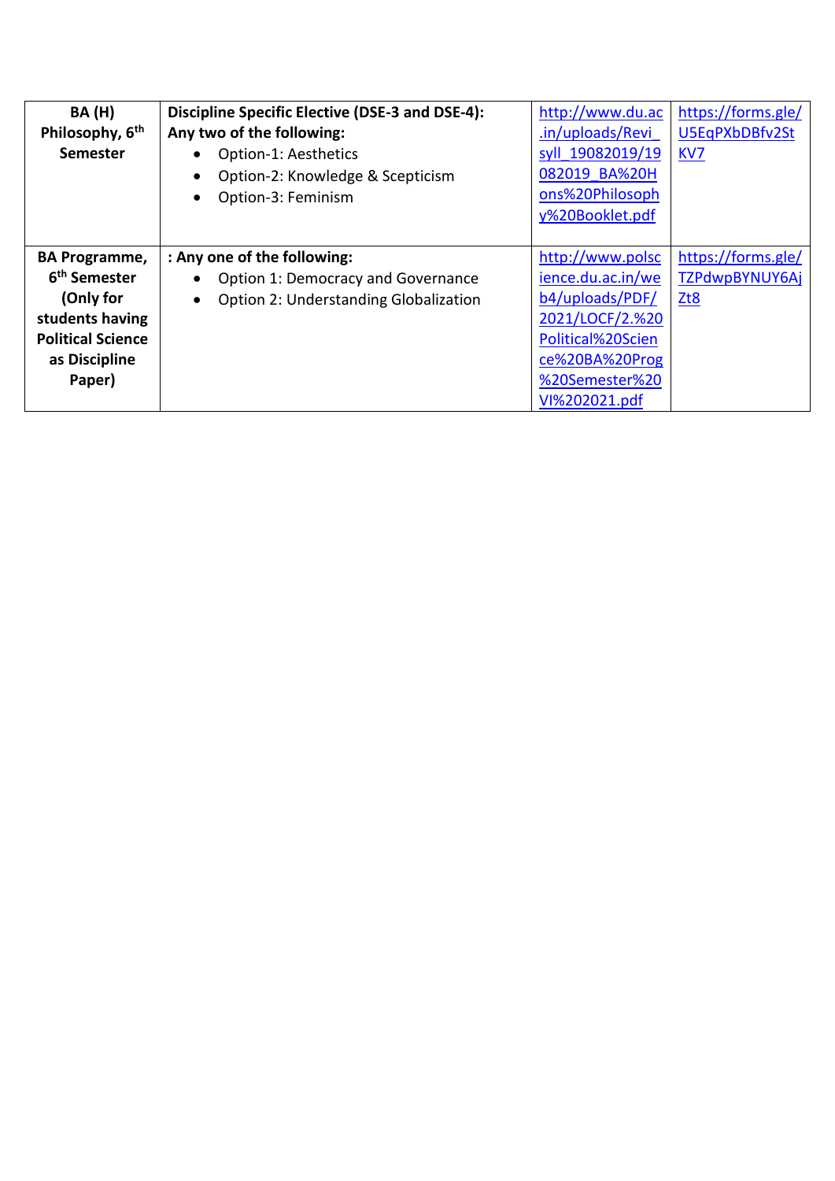| | | | |
|---|---|---|---|
| **BA (H) Philosophy, 6th Semester** | **Discipline Specific Elective (DSE-3 and DSE-4): Any two of the following:** <br>• Option-1: Aesthetics <br>• Option-2: Knowledge & Scepticism <br>• Option-3: Feminism | http://www.du.ac.in/uploads/Revisyll_19082019/19082019_BA%20Hons%20Philosophy%20Booklet.pdf | https://forms.gle/U5EqPXbDBfv2StKV7 |
| **BA Programme, 6th Semester (Only for students having Political Science as Discipline Paper)** | **: Any one of the following:** <br>• Option 1: Democracy and Governance <br>• Option 2: Understanding Globalization | http://www.polscience.du.ac.in/web4/uploads/PDF/2021/LOCF/2.%20Political%20Science%20BA%20Prog%20Semester%20VI%202021.pdf | https://forms.gle/TZPdwpBYNUY6AjZt8 |